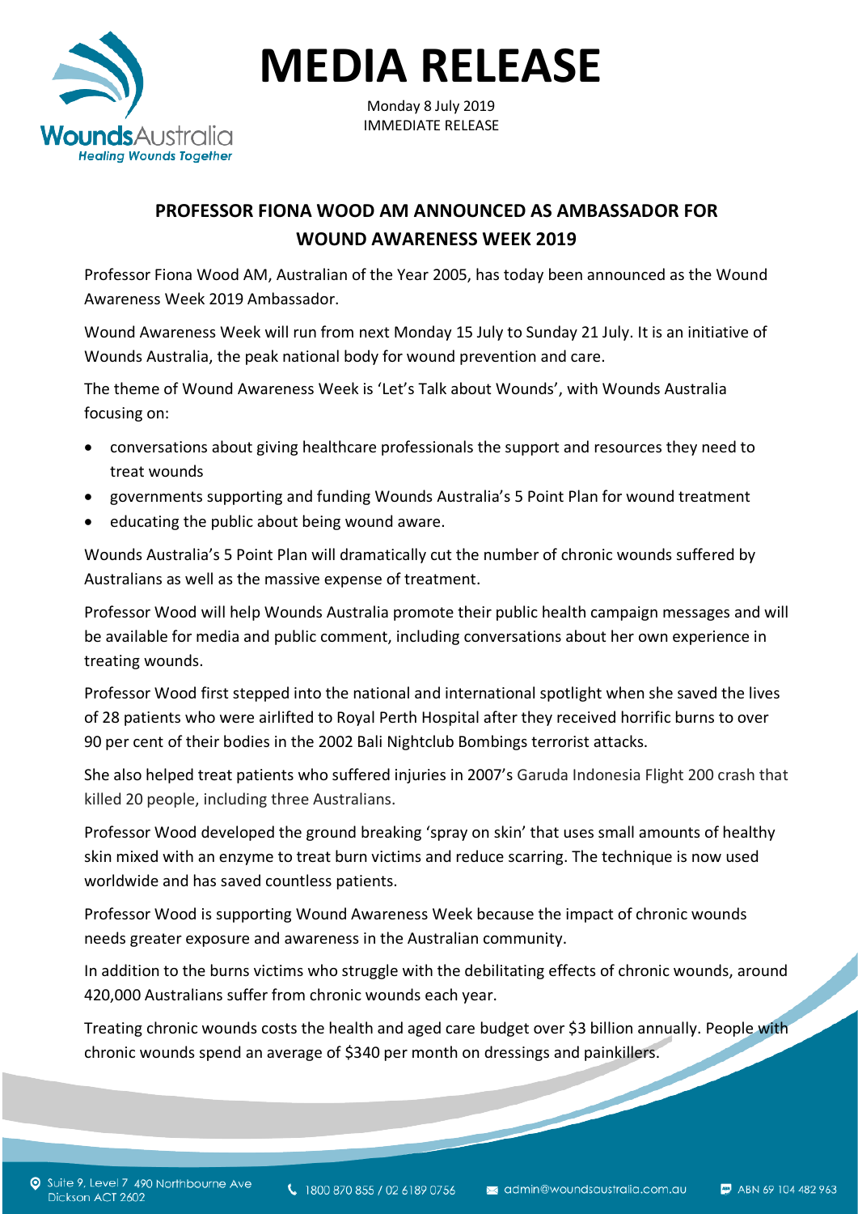# MEDIA RELEASE

Monday 8 July 2019
IMMEDIATE RELEASE

## PROFESSOR FIONA WOOD AM ANNOUNCED AS AMBASSADOR FOR WOUND AWARENESS WEEK 2019

Professor Fiona Wood AM, Australian of the Year 2005, has today been announced as the Wound Awareness Week 2019 Ambassador.

Wound Awareness Week will run from next Monday 15 July to Sunday 21 July. It is an initiative of Wounds Australia, the peak national body for wound prevention and care.

The theme of Wound Awareness Week is 'Let's Talk about Wounds', with Wounds Australia focusing on:

- conversations about giving healthcare professionals the support and resources they need to treat wounds
- governments supporting and funding Wounds Australia's 5 Point Plan for wound treatment
- educating the public about being wound aware.

Wounds Australia's 5 Point Plan will dramatically cut the number of chronic wounds suffered by Australians as well as the massive expense of treatment.

Professor Wood will help Wounds Australia promote their public health campaign messages and will be available for media and public comment, including conversations about her own experience in treating wounds.

Professor Wood first stepped into the national and international spotlight when she saved the lives of 28 patients who were airlifted to Royal Perth Hospital after they received horrific burns to over 90 per cent of their bodies in the 2002 Bali Nightclub Bombings terrorist attacks.

She also helped treat patients who suffered injuries in 2007's Garuda Indonesia Flight 200 crash that killed 20 people, including three Australians.

Professor Wood developed the ground breaking 'spray on skin' that uses small amounts of healthy skin mixed with an enzyme to treat burn victims and reduce scarring. The technique is now used worldwide and has saved countless patients.

Professor Wood is supporting Wound Awareness Week because the impact of chronic wounds needs greater exposure and awareness in the Australian community.

In addition to the burns victims who struggle with the debilitating effects of chronic wounds, around 420,000 Australians suffer from chronic wounds each year.

Treating chronic wounds costs the health and aged care budget over $3 billion annually. People with chronic wounds spend an average of $340 per month on dressings and painkillers.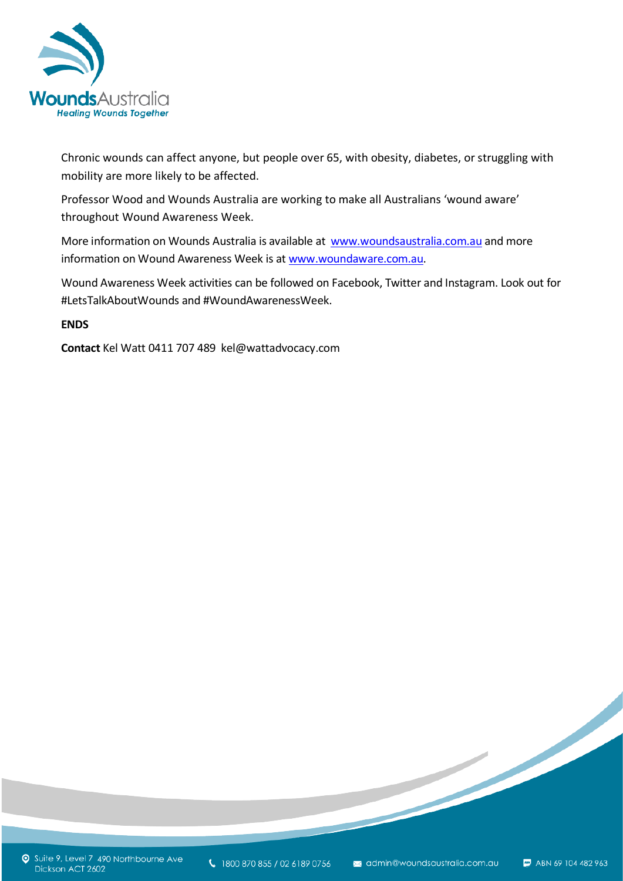Chronic wounds can affect anyone, but people over 65, with obesity, diabetes, or struggling with mobility are more likely to be affected.

Professor Wood and Wounds Australia are working to make all Australians 'wound aware' throughout Wound Awareness Week.

More information on Wounds Australia is available at [www.woundsaustralia.com.au](http://www.woundsaustralia.com.au) and more information on Wound Awareness Week is at [www.woundaware.com.au](http://www.woundaware.com.au).

Wound Awareness Week activities can be followed on Facebook, Twitter and Instagram. Look out for #LetsTalkAboutWounds and #WoundAwarenessWeek.

**ENDS**

**Contact** Kel Watt 0411 707 489 kel@wattadvocacy.com